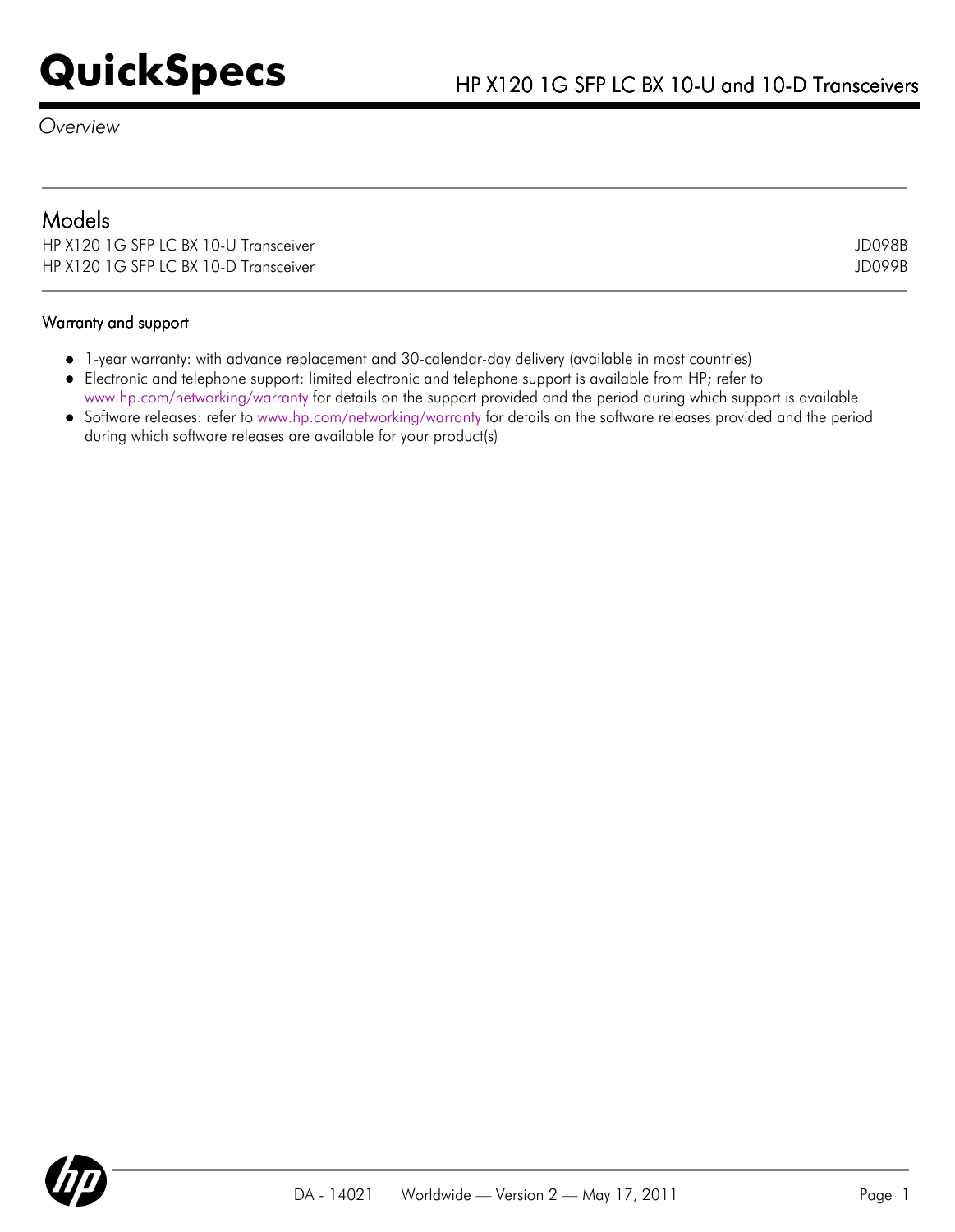# QuickSpecs

## HP X120 1G SFP LC BX 10-U and 10-D Transceivers

*Overview*

## Models

| | |
|---|---|
| HP X120 1G SFP LC BX 10-U Transceiver | JD098B |
| HP X120 1G SFP LC BX 10-D Transceiver | JD099B |

### Warranty and support

- 1-year warranty: with advance replacement and 30-calendar-day delivery (available in most countries)
- Electronic and telephone support: limited electronic and telephone support is available from HP; refer to www.hp.com/networking/warranty for details on the support provided and the period during which support is available
- Software releases: refer to www.hp.com/networking/warranty for details on the software releases provided and the period during which software releases are available for your product(s)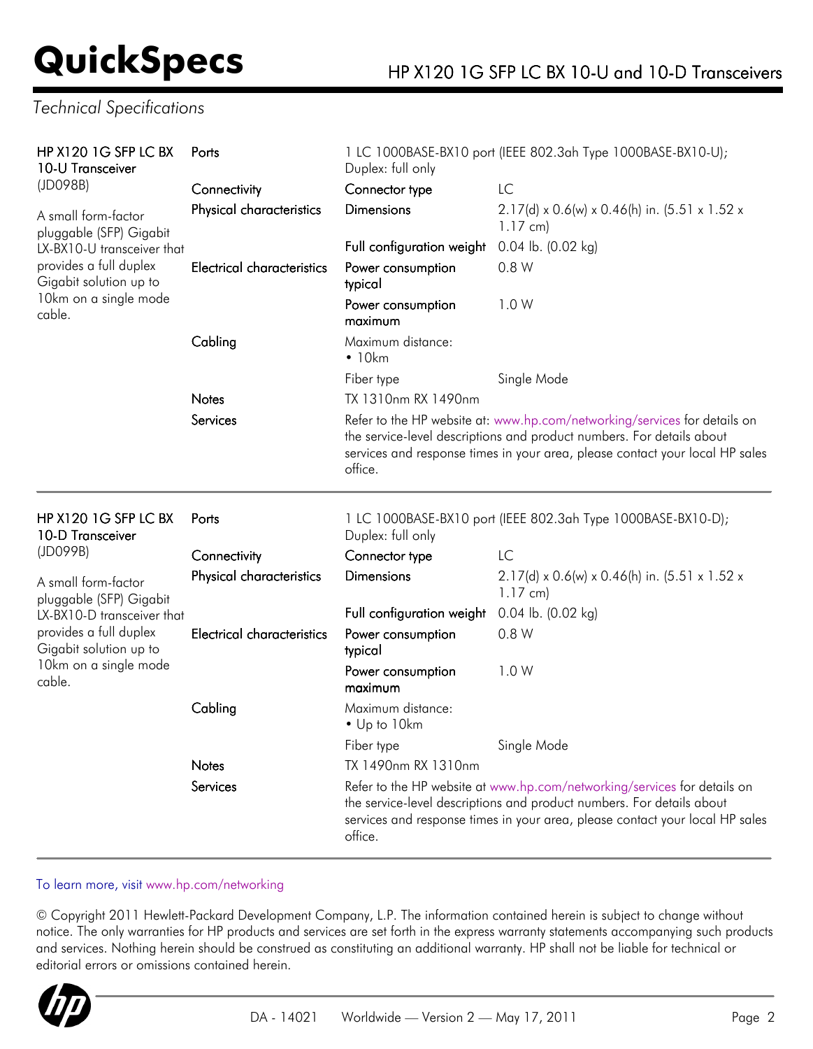## Technical Specifications

| | | | |
|---|---|---|---|
| **HP X120 1G SFP LC BX 10-U Transceiver** (JD098B)<br><br>A small form-factor pluggable (SFP) Gigabit LX-BX10-U transceiver that provides a full duplex Gigabit solution up to 10km on a single mode cable. | Ports | 1 LC 1000BASE-BX10 port (IEEE 802.3ah Type 1000BASE-BX10-U); Duplex: full only | |
| | Connectivity | Connector type | LC |
| | Physical characteristics | Dimensions | 2.17(d) x 0.6(w) x 0.46(h) in. (5.51 x 1.52 x 1.17 cm) |
| | | Full configuration weight | 0.04 lb. (0.02 kg) |
| | Electrical characteristics | Power consumption typical | 0.8 W |
| | | Power consumption maximum | 1.0 W |
| | Cabling | Maximum distance:<br>• 10km | |
| | | Fiber type | Single Mode |
| | Notes | TX 1310nm RX 1490nm | |
| | Services | Refer to the HP website at: www.hp.com/networking/services for details on the service-level descriptions and product numbers. For details about services and response times in your area, please contact your local HP sales office. | |

| | | | |
|---|---|---|---|
| **HP X120 1G SFP LC BX 10-D Transceiver** (JD099B)<br><br>A small form-factor pluggable (SFP) Gigabit LX-BX10-D transceiver that provides a full duplex Gigabit solution up to 10km on a single mode cable. | Ports | 1 LC 1000BASE-BX10 port (IEEE 802.3ah Type 1000BASE-BX10-D); Duplex: full only | |
| | Connectivity | Connector type | LC |
| | Physical characteristics | Dimensions | 2.17(d) x 0.6(w) x 0.46(h) in. (5.51 x 1.52 x 1.17 cm) |
| | | Full configuration weight | 0.04 lb. (0.02 kg) |
| | Electrical characteristics | Power consumption typical | 0.8 W |
| | | Power consumption maximum | 1.0 W |
| | Cabling | Maximum distance:<br>• Up to 10km | |
| | | Fiber type | Single Mode |
| | Notes | TX 1490nm RX 1310nm | |
| | Services | Refer to the HP website at www.hp.com/networking/services for details on the service-level descriptions and product numbers. For details about services and response times in your area, please contact your local HP sales office. | |

To learn more, visit www.hp.com/networking

© Copyright 2011 Hewlett-Packard Development Company, L.P. The information contained herein is subject to change without notice. The only warranties for HP products and services are set forth in the express warranty statements accompanying such products and services. Nothing herein should be construed as constituting an additional warranty. HP shall not be liable for technical or editorial errors or omissions contained herein.

DA - 14021 Worldwide — Version 2 — May 17, 2011